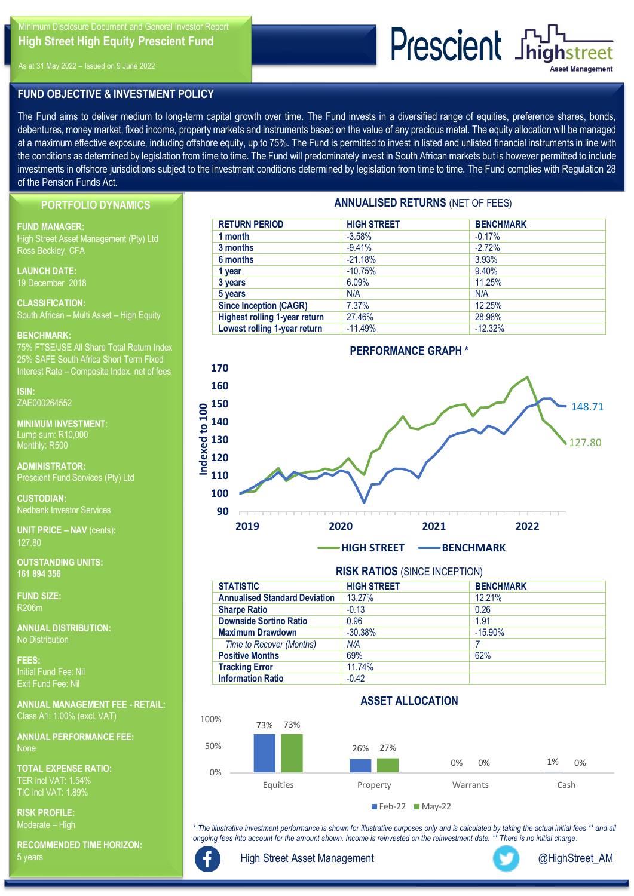Minimum Disclosure Document and General Investor Report

# High Street High Equity Prescient Fund

As at 31 May 2022 – Issued on 9 June 2022

Prescient | highstreet Asset Management

## FUND OBJECTIVE & INVESTMENT POLICY

The Fund aims to deliver medium to long-term capital growth over time. The Fund invests in a diversified range of equities, preference shares, bonds, debentures, money market, fixed income, property markets and instruments based on the value of any precious metal. The equity allocation will be managed at a maximum effective exposure, including offshore equity, up to 75%. The Fund is permitted to invest in listed and unlisted financial instruments in line with the conditions as determined by legislation from time to time. The Fund will predominately invest in South African markets but is however permitted to include investments in offshore jurisdictions subject to the investment conditions determined by legislation from time to time. The Fund complies with Regulation 28 of the Pension Funds Act.

## PORTFOLIO DYNAMICS

**FUND MANAGER:**
High Street Asset Management (Pty) Ltd
Ross Beckley, CFA

**LAUNCH DATE:**
19 December 2018

**CLASSIFICATION:**
South African – Multi Asset – High Equity

**BENCHMARK:**
75% FTSE/JSE All Share Total Return Index
25% SAFE South Africa Short Term Fixed Interest Rate – Composite Index, net of fees

**ISIN:**
ZAE000264552

**MINIMUM INVESTMENT:**
Lump sum: R10,000
Monthly: R500

**ADMINISTRATOR:**
Prescient Fund Services (Pty) Ltd

**CUSTODIAN:**
Nedbank Investor Services

**UNIT PRICE – NAV (cents):**
127.80

**OUTSTANDING UNITS:**
161 894 356

**FUND SIZE:**
R206m

**ANNUAL DISTRIBUTION:**
No Distribution

**FEES:**
Initial Fund Fee: Nil
Exit Fund Fee: Nil

**ANNUAL MANAGEMENT FEE - RETAIL:**
Class A1: 1.00% (excl. VAT)

**ANNUAL PERFORMANCE FEE:**
None

**TOTAL EXPENSE RATIO:**
TER incl VAT: 1.54%
TIC incl VAT: 1.89%

**RISK PROFILE:**
Moderate – High

**RECOMMENDED TIME HORIZON:**
5 years

## ANNUALISED RETURNS (NET OF FEES)

| RETURN PERIOD | HIGH STREET | BENCHMARK |
|---|---|---|
| 1 month | -3.58% | -0.17% |
| 3 months | -9.41% | -2.72% |
| 6 months | -21.18% | 3.93% |
| 1 year | -10.75% | 9.40% |
| 3 years | 6.09% | 11.25% |
| 5 years | N/A | N/A |
| Since Inception (CAGR) | 7.37% | 12.25% |
| Highest rolling 1-year return | 27.46% | 28.98% |
| Lowest rolling 1-year return | -11.49% | -12.32% |

## PERFORMANCE GRAPH *

Indexed to 100 (2019–2022): HIGH STREET 127.80; BENCHMARK 148.71

## RISK RATIOS (SINCE INCEPTION)

| STATISTIC | HIGH STREET | BENCHMARK |
|---|---|---|
| Annualised Standard Deviation | 13.27% | 12.21% |
| Sharpe Ratio | -0.13 | 0.26 |
| Downside Sortino Ratio | 0.96 | 1.91 |
| Maximum Drawdown | -30.38% | -15.90% |
| *Time to Recover (Months)* | *N/A* | 7 |
| Positive Months | 69% | 62% |
| Tracking Error | 11.74% | |
| Information Ratio | -0.42 | |

## ASSET ALLOCATION

| | Feb-22 | May-22 |
|---|---|---|
| Equities | 73% | 73% |
| Property | 26% | 27% |
| Warrants | 0% | 0% |
| Cash | 1% | 0% |

*\* The illustrative investment performance is shown for illustrative purposes only and is calculated by taking the actual initial fees \*\* and all ongoing fees into account for the amount shown. Income is reinvested on the reinvestment date. \*\* There is no initial charge.*

High Street Asset Management | @HighStreet_AM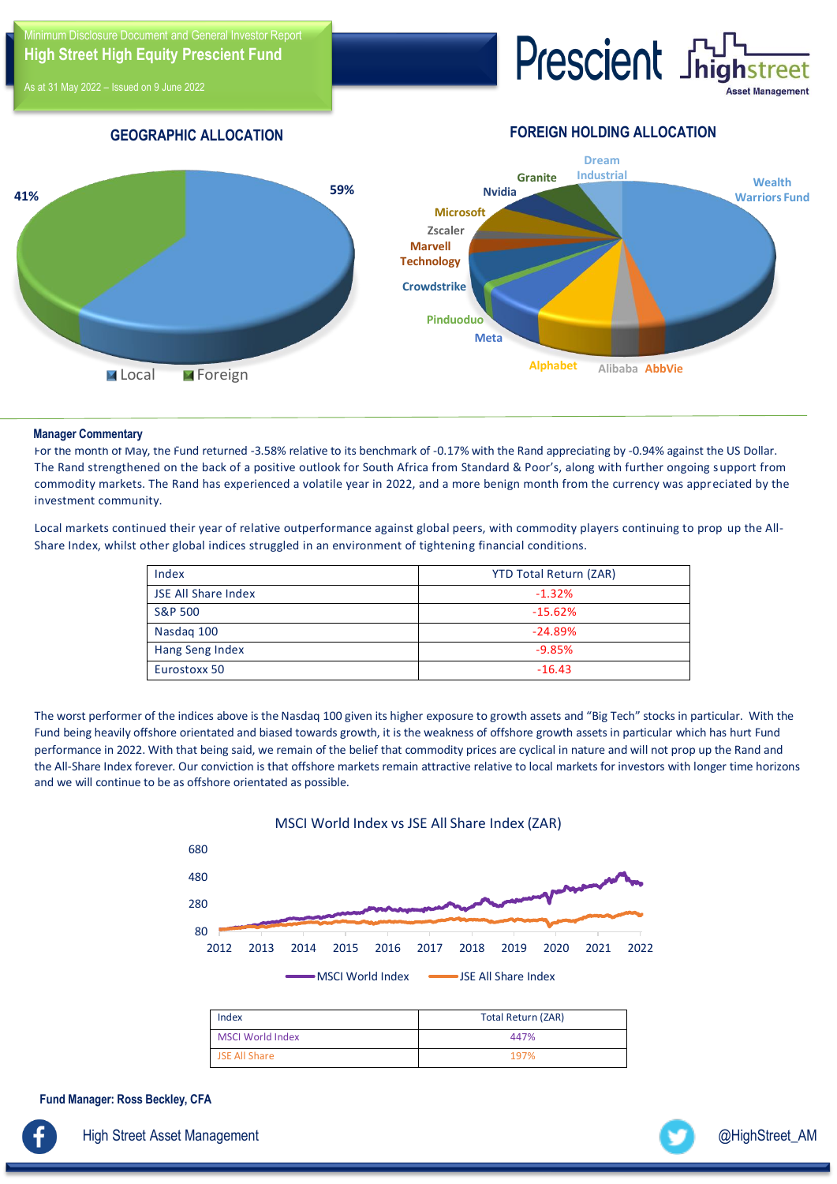Minimum Disclosure Document and General Investor Report

# High Street High Equity Prescient Fund

As at 31 May 2022 – Issued on 9 June 2022

## GEOGRAPHIC ALLOCATION

41%

59%

Local Foreign

## FOREIGN HOLDING ALLOCATION

Wealth Warriors Fund, AbbVie, Alibaba, Alphabet, Meta, Pinduoduo, Crowdstrike, Marvell Technology, Zscaler, Microsoft, Nvidia, Granite, Dream Industrial

### Manager Commentary

For the month of May, the Fund returned -3.58% relative to its benchmark of -0.17% with the Rand appreciating by -0.94% against the US Dollar. The Rand strengthened on the back of a positive outlook for South Africa from Standard & Poor's, along with further ongoing support from commodity markets. The Rand has experienced a volatile year in 2022, and a more benign month from the currency was appreciated by the investment community.

Local markets continued their year of relative outperformance against global peers, with commodity players continuing to prop up the All-Share Index, whilst other global indices struggled in an environment of tightening financial conditions.

| Index | YTD Total Return (ZAR) |
|---|---|
| JSE All Share Index | -1.32% |
| S&P 500 | -15.62% |
| Nasdaq 100 | -24.89% |
| Hang Seng Index | -9.85% |
| Eurostoxx 50 | -16.43 |

The worst performer of the indices above is the Nasdaq 100 given its higher exposure to growth assets and "Big Tech" stocks in particular. With the Fund being heavily offshore orientated and biased towards growth, it is the weakness of offshore growth assets in particular which has hurt Fund performance in 2022. With that being said, we remain of the belief that commodity prices are cyclical in nature and will not prop up the Rand and the All-Share Index forever. Our conviction is that offshore markets remain attractive relative to local markets for investors with longer time horizons and we will continue to be as offshore orientated as possible.

MSCI World Index vs JSE All Share Index (ZAR)

| Index | Total Return (ZAR) |
|---|---|
| MSCI World Index | 447% |
| JSE All Share | 197% |

**Fund Manager: Ross Beckley, CFA**

High Street Asset Management

@HighStreet_AM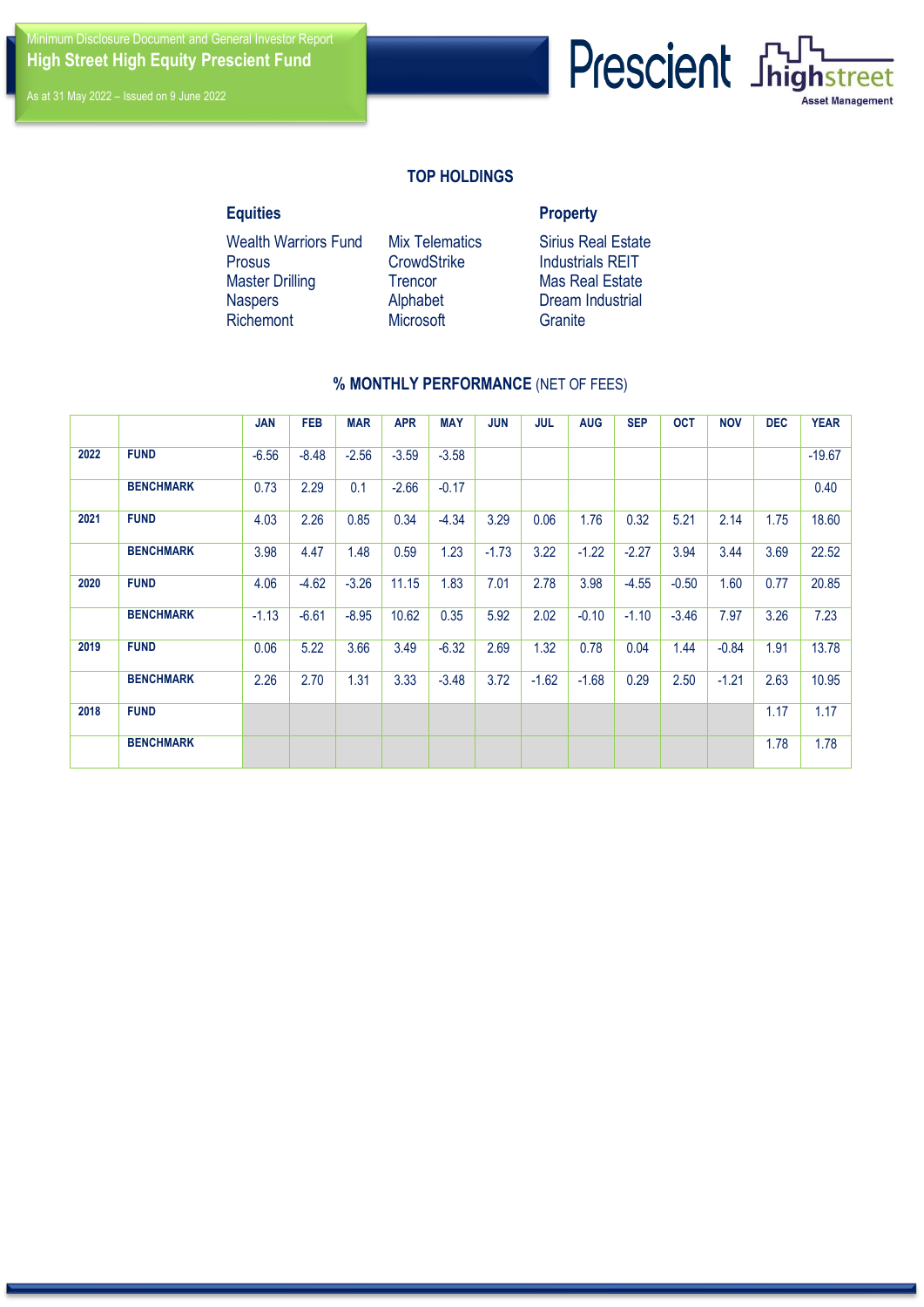Minimum Disclosure Document and General Investor Report

# High Street High Equity Prescient Fund

As at 31 May 2022 – Issued on 9 June 2022

## TOP HOLDINGS

| Equities | | Property |
|---|---|---|
| Wealth Warriors Fund | Mix Telematics | Sirius Real Estate |
| Prosus | CrowdStrike | Industrials REIT |
| Master Drilling | Trencor | Mas Real Estate |
| Naspers | Alphabet | Dream Industrial |
| Richemont | Microsoft | Granite |

## % MONTHLY PERFORMANCE (NET OF FEES)

| | | JAN | FEB | MAR | APR | MAY | JUN | JUL | AUG | SEP | OCT | NOV | DEC | YEAR |
|---|---|---|---|---|---|---|---|---|---|---|---|---|---|---|
| **2022** | **FUND** | -6.56 | -8.48 | -2.56 | -3.59 | -3.58 | | | | | | | | -19.67 |
| | **BENCHMARK** | 0.73 | 2.29 | 0.1 | -2.66 | -0.17 | | | | | | | | 0.40 |
| **2021** | **FUND** | 4.03 | 2.26 | 0.85 | 0.34 | -4.34 | 3.29 | 0.06 | 1.76 | 0.32 | 5.21 | 2.14 | 1.75 | 18.60 |
| | **BENCHMARK** | 3.98 | 4.47 | 1.48 | 0.59 | 1.23 | -1.73 | 3.22 | -1.22 | -2.27 | 3.94 | 3.44 | 3.69 | 22.52 |
| **2020** | **FUND** | 4.06 | -4.62 | -3.26 | 11.15 | 1.83 | 7.01 | 2.78 | 3.98 | -4.55 | -0.50 | 1.60 | 0.77 | 20.85 |
| | **BENCHMARK** | -1.13 | -6.61 | -8.95 | 10.62 | 0.35 | 5.92 | 2.02 | -0.10 | -1.10 | -3.46 | 7.97 | 3.26 | 7.23 |
| **2019** | **FUND** | 0.06 | 5.22 | 3.66 | 3.49 | -6.32 | 2.69 | 1.32 | 0.78 | 0.04 | 1.44 | -0.84 | 1.91 | 13.78 |
| | **BENCHMARK** | 2.26 | 2.70 | 1.31 | 3.33 | -3.48 | 3.72 | -1.62 | -1.68 | 0.29 | 2.50 | -1.21 | 2.63 | 10.95 |
| **2018** | **FUND** | | | | | | | | | | | | 1.17 | 1.17 |
| | **BENCHMARK** | | | | | | | | | | | | 1.78 | 1.78 |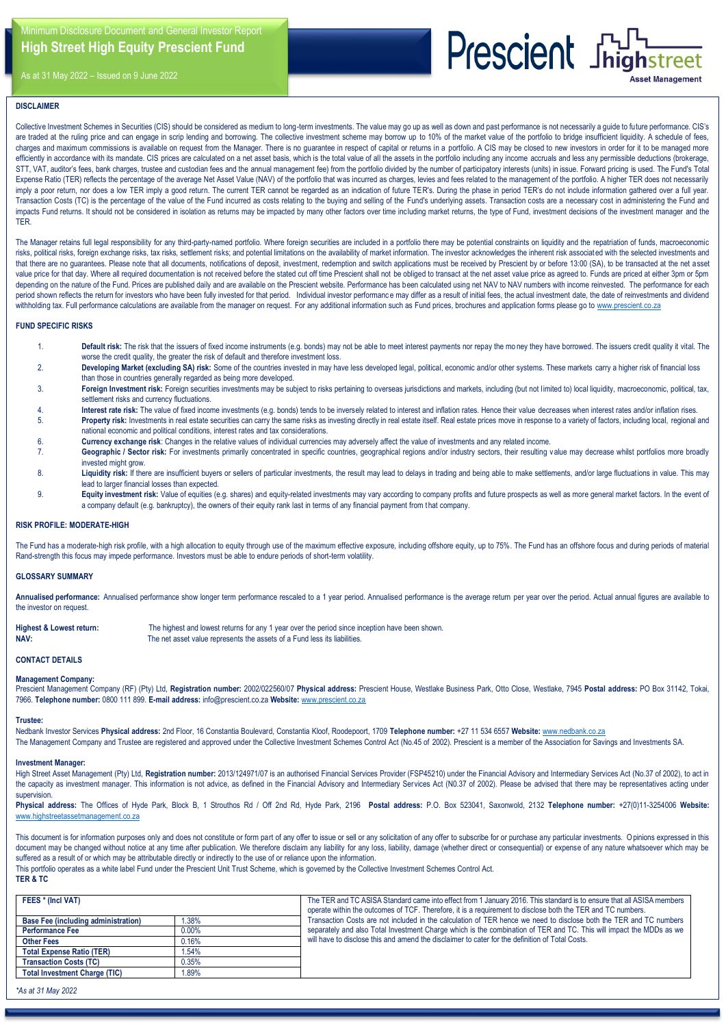Minimum Disclosure Document and General Investor Report

# High Street High Equity Prescient Fund

As at 31 May 2022 – Issued on 9 June 2022

## DISCLAIMER

Collective Investment Schemes in Securities (CIS) should be considered as medium to long-term investments. The value may go up as well as down and past performance is not necessarily a guide to future performance. CIS's are traded at the ruling price and can engage in scrip lending and borrowing. The collective investment scheme may borrow up to 10% of the market value of the portfolio to bridge insufficient liquidity. A schedule of fees, charges and maximum commissions is available on request from the Manager. There is no guarantee in respect of capital or returns in a portfolio. A CIS may be closed to new investors in order for it to be managed more efficiently in accordance with its mandate. CIS prices are calculated on a net asset basis, which is the total value of all the assets in the portfolio including any income accruals and less any permissible deductions (brokerage, STT, VAT, auditor's fees, bank charges, trustee and custodian fees and the annual management fee) from the portfolio divided by the number of participatory interests (units) in issue. Forward pricing is used. The Fund's Total Expense Ratio (TER) reflects the percentage of the average Net Asset Value (NAV) of the portfolio that was incurred as charges, levies and fees related to the management of the portfolio. A higher TER does not necessarily imply a poor return, nor does a low TER imply a good return. The current TER cannot be regarded as an indication of future TER's. During the phase in period TER's do not include information gathered over a full year. Transaction Costs (TC) is the percentage of the value of the Fund incurred as costs relating to the buying and selling of the Fund's underlying assets. Transaction costs are a necessary cost in administering the Fund and impacts Fund returns. It should not be considered in isolation as returns may be impacted by many other factors over time including market returns, the type of Fund, investment decisions of the investment manager and the TER.

The Manager retains full legal responsibility for any third-party-named portfolio. Where foreign securities are included in a portfolio there may be potential constraints on liquidity and the repatriation of funds, macroeconomic risks, political risks, foreign exchange risks, tax risks, settlement risks; and potential limitations on the availability of market information. The investor acknowledges the inherent risk associated with the selected investments and that there are no guarantees. Please note that all documents, notifications of deposit, investment, redemption and switch applications must be received by Prescient by or before 13:00 (SA), to be transacted at the net asset value price for that day. Where all required documentation is not received before the stated cut off time Prescient shall not be obliged to transact at the net asset value price as agreed to. Funds are priced at either 3pm or 5pm depending on the nature of the Fund. Prices are published daily and are available on the Prescient website. Performance has been calculated using net NAV to NAV numbers with income reinvested. The performance for each period shown reflects the return for investors who have been fully invested for that period. Individual investor performance may differ as a result of initial fees, the actual investment date, the date of reinvestments and dividend withholding tax. Full performance calculations are available from the manager on request. For any additional information such as Fund prices, brochures and application forms please go to www.prescient.co.za

## FUND SPECIFIC RISKS

1. **Default risk:** The risk that the issuers of fixed income instruments (e.g. bonds) may not be able to meet interest payments nor repay the money they have borrowed. The issuers credit quality it vital. The worse the credit quality, the greater the risk of default and therefore investment loss.
2. **Developing Market (excluding SA) risk:** Some of the countries invested in may have less developed legal, political, economic and/or other systems. These markets carry a higher risk of financial loss than those in countries generally regarded as being more developed.
3. **Foreign Investment risk:** Foreign securities investments may be subject to risks pertaining to overseas jurisdictions and markets, including (but not limited to) local liquidity, macroeconomic, political, tax, settlement risks and currency fluctuations.
4. **Interest rate risk:** The value of fixed income investments (e.g. bonds) tends to be inversely related to interest and inflation rates. Hence their value decreases when interest rates and/or inflation rises.
5. **Property risk:** Investments in real estate securities can carry the same risks as investing directly in real estate itself. Real estate prices move in response to a variety of factors, including local, regional and national economic and political conditions, interest rates and tax considerations.
6. **Currency exchange risk**: Changes in the relative values of individual currencies may adversely affect the value of investments and any related income.
7. **Geographic / Sector risk:** For investments primarily concentrated in specific countries, geographical regions and/or industry sectors, their resulting value may decrease whilst portfolios more broadly invested might grow.
8. **Liquidity risk:** If there are insufficient buyers or sellers of particular investments, the result may lead to delays in trading and being able to make settlements, and/or large fluctuations in value. This may lead to larger financial losses than expected.
9. **Equity investment risk:** Value of equities (e.g. shares) and equity-related investments may vary according to company profits and future prospects as well as more general market factors. In the event of a company default (e.g. bankruptcy), the owners of their equity rank last in terms of any financial payment from that company.

## RISK PROFILE: MODERATE-HIGH

The Fund has a moderate-high risk profile, with a high allocation to equity through use of the maximum effective exposure, including offshore equity, up to 75%. The Fund has an offshore focus and during periods of material Rand-strength this focus may impede performance. Investors must be able to endure periods of short-term volatility.

## GLOSSARY SUMMARY

**Annualised performance:** Annualised performance show longer term performance rescaled to a 1 year period. Annualised performance is the average return per year over the period. Actual annual figures are available to the investor on request.

**Highest & Lowest return:** The highest and lowest returns for any 1 year over the period since inception have been shown.
**NAV:** The net asset value represents the assets of a Fund less its liabilities.

## CONTACT DETAILS

### Management Company:

Prescient Management Company (RF) (Pty) Ltd, **Registration number:** 2002/022560/07 **Physical address:** Prescient House, Westlake Business Park, Otto Close, Westlake, 7945 **Postal address:** PO Box 31142, Tokai, 7966. **Telephone number:** 0800 111 899. **E-mail address:** info@prescient.co.za **Website:** www.prescient.co.za

### Trustee:

Nedbank Investor Services **Physical address:** 2nd Floor, 16 Constantia Boulevard, Constantia Kloof, Roodepoort, 1709 **Telephone number:** +27 11 534 6557 **Website:** www.nedbank.co.za
The Management Company and Trustee are registered and approved under the Collective Investment Schemes Control Act (No.45 of 2002). Prescient is a member of the Association for Savings and Investments SA.

### Investment Manager:

High Street Asset Management (Pty) Ltd, **Registration number:** 2013/124971/07 is an authorised Financial Services Provider (FSP45210) under the Financial Advisory and Intermediary Services Act (No.37 of 2002), to act in the capacity as investment manager. This information is not advice, as defined in the Financial Advisory and Intermediary Services Act (N0.37 of 2002). Please be advised that there may be representatives acting under supervision.

**Physical address:** The Offices of Hyde Park, Block B, 1 Strouthos Rd / Off 2nd Rd, Hyde Park, 2196 **Postal address:** P.O. Box 523041, Saxonwold, 2132 **Telephone number:** +27(0)11-3254006 **Website:** www.highstreetassetmanagement.co.za

This document is for information purposes only and does not constitute or form part of any offer to issue or sell or any solicitation of any offer to subscribe for or purchase any particular investments. Opinions expressed in this document may be changed without notice at any time after publication. We therefore disclaim any liability for any loss, liability, damage (whether direct or consequential) or expense of any nature whatsoever which may be suffered as a result of or which may be attributable directly or indirectly to the use of or reliance upon the information.
This portfolio operates as a white label Fund under the Prescient Unit Trust Scheme, which is governed by the Collective Investment Schemes Control Act.

**TER & TC**

| FEES * (Incl VAT) | |
|---|---|
| **Base Fee (including administration)** | 1.38% |
| **Performance Fee** | 0.00% |
| **Other Fees** | 0.16% |
| **Total Expense Ratio (TER)** | 1.54% |
| **Transaction Costs (TC)** | 0.35% |
| **Total Investment Charge (TIC)** | 1.89% |

The TER and TC ASISA Standard came into effect from 1 January 2016. This standard is to ensure that all ASISA members operate within the outcomes of TCF. Therefore, it is a requirement to disclose both the TER and TC numbers. Transaction Costs are not included in the calculation of TER hence we need to disclose both the TER and TC numbers separately and also Total Investment Charge which is the combination of TER and TC. This will impact the MDDs as we will have to disclose this and amend the disclaimer to cater for the definition of Total Costs.

*\*As at 31 May 2022*